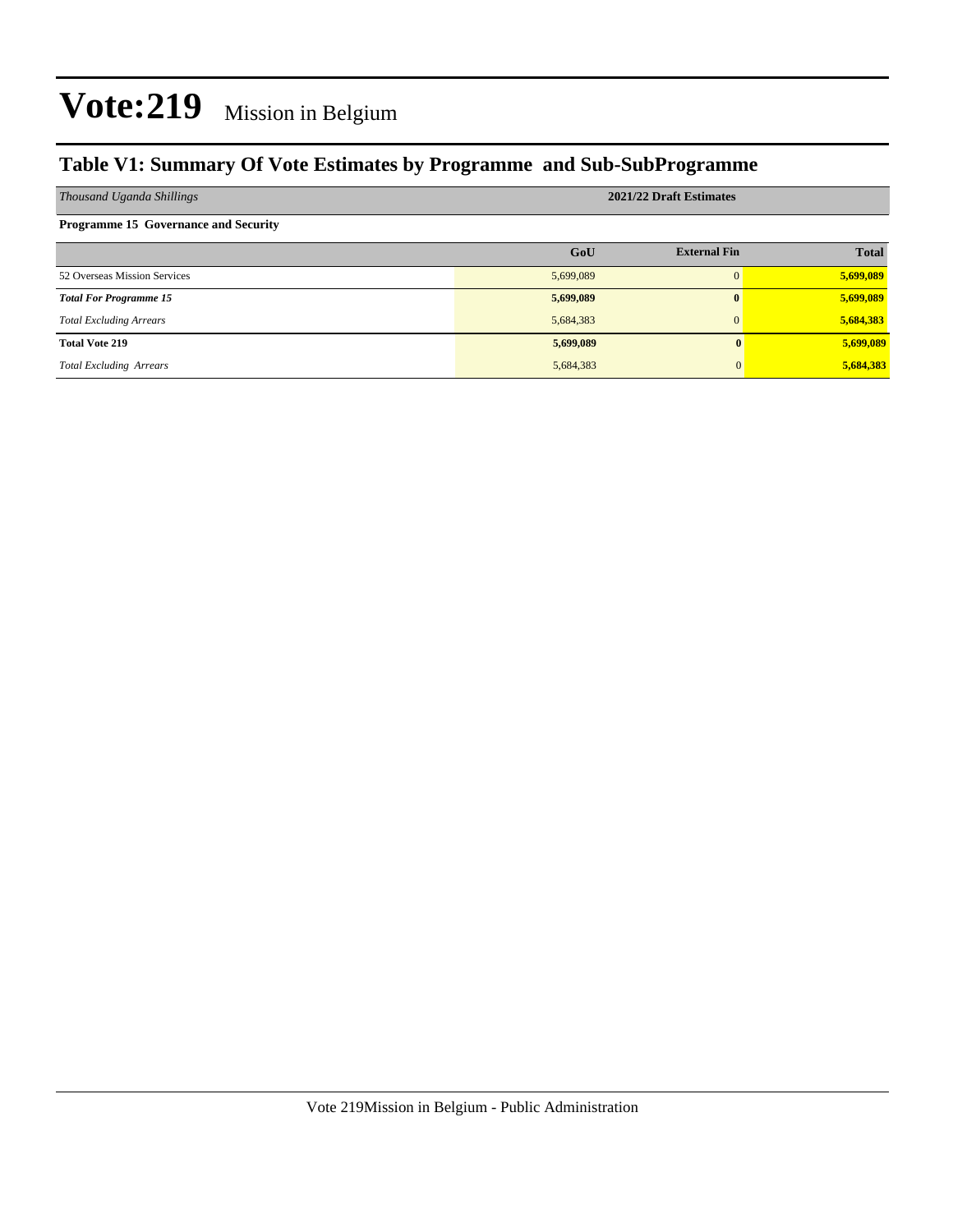# Vote:219 Mission in Belgium

## Table V1: Summary Of Vote Estimates by Programme and Sub-SubProgramme

| *Thousand Uganda Shillings* | 2021/22 Draft Estimates | | |
|---|---|---|---|
| **Programme 15 Governance and Security** | | | |
| | **GoU** | **External Fin** | **Total** |
| 52 Overseas Mission Services | 5,699,089 | 0 | **5,699,089** |
| ***Total For Programme 15*** | **5,699,089** | **0** | **5,699,089** |
| *Total Excluding Arrears* | 5,684,383 | 0 | **5,684,383** |
| **Total Vote 219** | **5,699,089** | **0** | **5,699,089** |
| *Total Excluding Arrears* | 5,684,383 | 0 | **5,684,383** |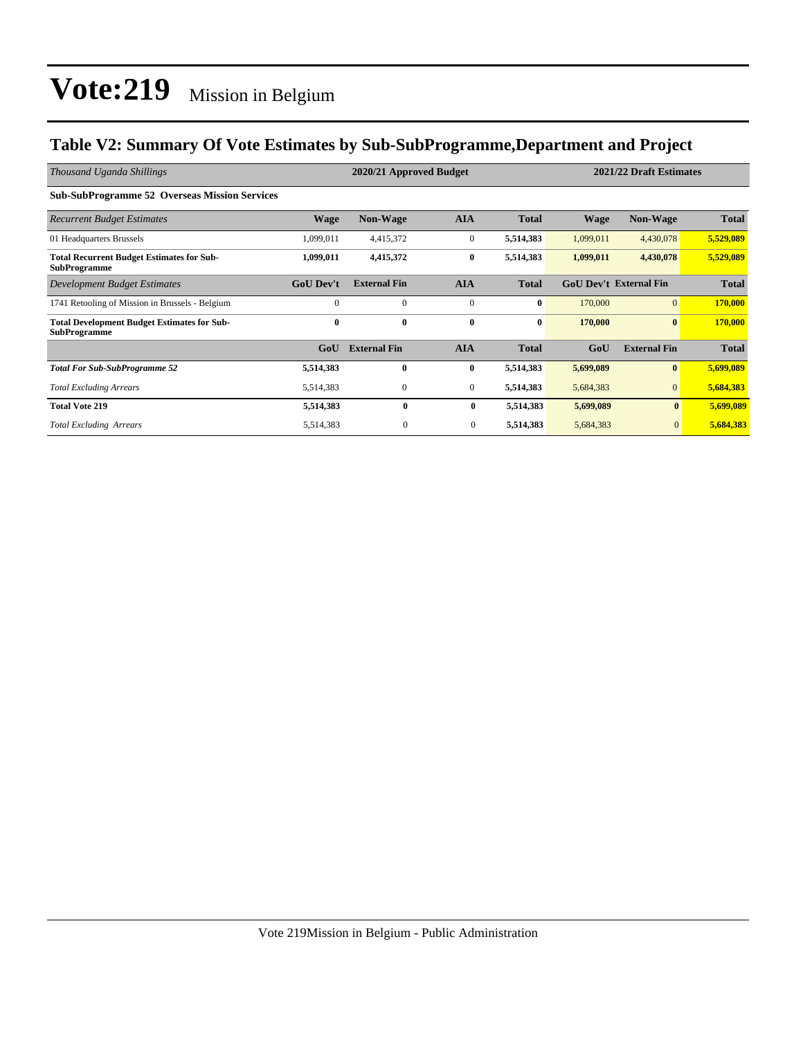# Vote:219 Mission in Belgium

## Table V2: Summary Of Vote Estimates by Sub-SubProgramme,Department and Project

| *Thousand Uganda Shillings* | 2020/21 Approved Budget | | | | 2021/22 Draft Estimates | | |
|---|---|---|---|---|---|---|---|
| **Sub-SubProgramme 52 Overseas Mission Services** | | | | | | | |
| *Recurrent Budget Estimates* | **Wage** | **Non-Wage** | **AIA** | **Total** | **Wage** | **Non-Wage** | **Total** |
| 01 Headquarters Brussels | 1,099,011 | 4,415,372 | 0 | **5,514,383** | 1,099,011 | 4,430,078 | **5,529,089** |
| **Total Recurrent Budget Estimates for Sub-SubProgramme** | **1,099,011** | **4,415,372** | **0** | **5,514,383** | **1,099,011** | **4,430,078** | **5,529,089** |
| *Development Budget Estimates* | **GoU Dev't** | **External Fin** | **AIA** | **Total** | **GoU Dev't** | **External Fin** | **Total** |
| 1741 Retooling of Mission in Brussels - Belgium | 0 | 0 | 0 | **0** | 170,000 | 0 | **170,000** |
| **Total Development Budget Estimates for Sub-SubProgramme** | **0** | **0** | **0** | **0** | **170,000** | **0** | **170,000** |
| | **GoU** | **External Fin** | **AIA** | **Total** | **GoU** | **External Fin** | **Total** |
| ***Total For Sub-SubProgramme 52*** | **5,514,383** | **0** | **0** | **5,514,383** | **5,699,089** | **0** | **5,699,089** |
| *Total Excluding Arrears* | 5,514,383 | 0 | 0 | **5,514,383** | 5,684,383 | 0 | **5,684,383** |
| **Total Vote 219** | **5,514,383** | **0** | **0** | **5,514,383** | **5,699,089** | **0** | **5,699,089** |
| *Total Excluding Arrears* | 5,514,383 | 0 | 0 | **5,514,383** | 5,684,383 | 0 | **5,684,383** |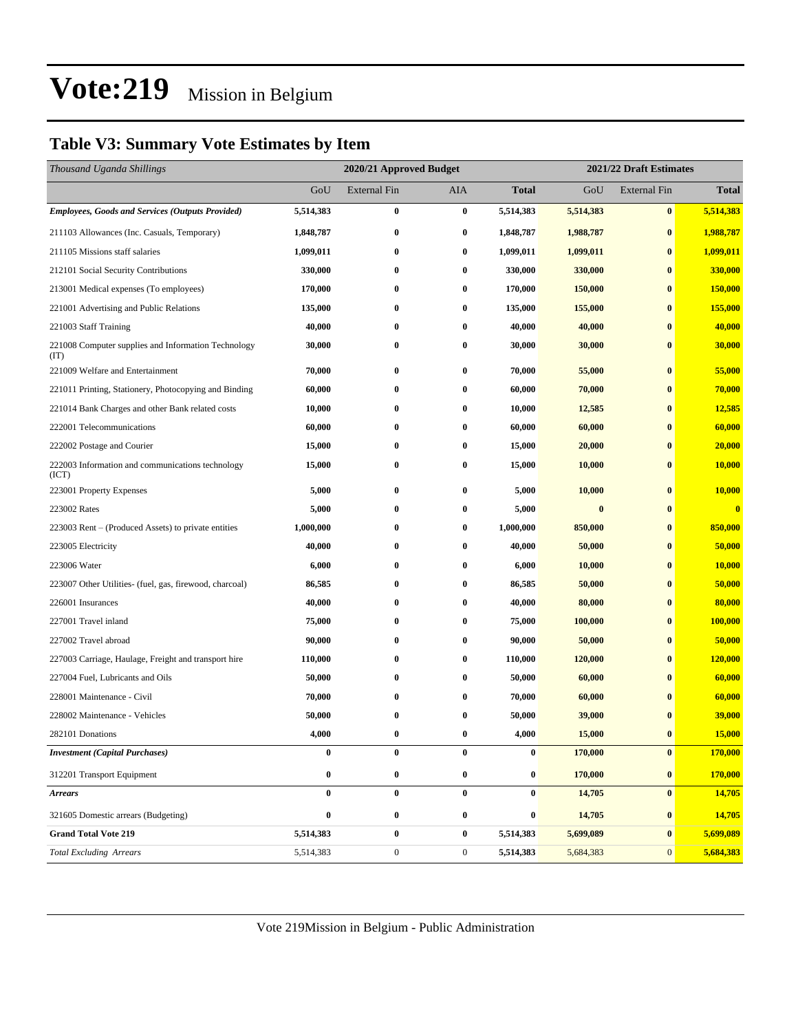# Vote:219 Mission in Belgium

## Table V3: Summary Vote Estimates by Item

| *Thousand Uganda Shillings* | 2020/21 Approved Budget | | | | 2021/22 Draft Estimates | | |
|---|---|---|---|---|---|---|---|
| | GoU | External Fin | AIA | **Total** | GoU | External Fin | **Total** |
| ***Employees, Goods and Services (Outputs Provided)*** | **5,514,383** | **0** | **0** | **5,514,383** | **5,514,383** | **0** | **5,514,383** |
| 211103 Allowances (Inc. Casuals, Temporary) | **1,848,787** | **0** | **0** | **1,848,787** | **1,988,787** | **0** | **1,988,787** |
| 211105 Missions staff salaries | **1,099,011** | **0** | **0** | **1,099,011** | **1,099,011** | **0** | **1,099,011** |
| 212101 Social Security Contributions | **330,000** | **0** | **0** | **330,000** | **330,000** | **0** | **330,000** |
| 213001 Medical expenses (To employees) | **170,000** | **0** | **0** | **170,000** | **150,000** | **0** | **150,000** |
| 221001 Advertising and Public Relations | **135,000** | **0** | **0** | **135,000** | **155,000** | **0** | **155,000** |
| 221003 Staff Training | **40,000** | **0** | **0** | **40,000** | **40,000** | **0** | **40,000** |
| 221008 Computer supplies and Information Technology (IT) | **30,000** | **0** | **0** | **30,000** | **30,000** | **0** | **30,000** |
| 221009 Welfare and Entertainment | **70,000** | **0** | **0** | **70,000** | **55,000** | **0** | **55,000** |
| 221011 Printing, Stationery, Photocopying and Binding | **60,000** | **0** | **0** | **60,000** | **70,000** | **0** | **70,000** |
| 221014 Bank Charges and other Bank related costs | **10,000** | **0** | **0** | **10,000** | **12,585** | **0** | **12,585** |
| 222001 Telecommunications | **60,000** | **0** | **0** | **60,000** | **60,000** | **0** | **60,000** |
| 222002 Postage and Courier | **15,000** | **0** | **0** | **15,000** | **20,000** | **0** | **20,000** |
| 222003 Information and communications technology (ICT) | **15,000** | **0** | **0** | **15,000** | **10,000** | **0** | **10,000** |
| 223001 Property Expenses | **5,000** | **0** | **0** | **5,000** | **10,000** | **0** | **10,000** |
| 223002 Rates | **5,000** | **0** | **0** | **5,000** | **0** | **0** | **0** |
| 223003 Rent – (Produced Assets) to private entities | **1,000,000** | **0** | **0** | **1,000,000** | **850,000** | **0** | **850,000** |
| 223005 Electricity | **40,000** | **0** | **0** | **40,000** | **50,000** | **0** | **50,000** |
| 223006 Water | **6,000** | **0** | **0** | **6,000** | **10,000** | **0** | **10,000** |
| 223007 Other Utilities- (fuel, gas, firewood, charcoal) | **86,585** | **0** | **0** | **86,585** | **50,000** | **0** | **50,000** |
| 226001 Insurances | **40,000** | **0** | **0** | **40,000** | **80,000** | **0** | **80,000** |
| 227001 Travel inland | **75,000** | **0** | **0** | **75,000** | **100,000** | **0** | **100,000** |
| 227002 Travel abroad | **90,000** | **0** | **0** | **90,000** | **50,000** | **0** | **50,000** |
| 227003 Carriage, Haulage, Freight and transport hire | **110,000** | **0** | **0** | **110,000** | **120,000** | **0** | **120,000** |
| 227004 Fuel, Lubricants and Oils | **50,000** | **0** | **0** | **50,000** | **60,000** | **0** | **60,000** |
| 228001 Maintenance - Civil | **70,000** | **0** | **0** | **70,000** | **60,000** | **0** | **60,000** |
| 228002 Maintenance - Vehicles | **50,000** | **0** | **0** | **50,000** | **39,000** | **0** | **39,000** |
| 282101 Donations | **4,000** | **0** | **0** | **4,000** | **15,000** | **0** | **15,000** |
| ***Investment (Capital Purchases)*** | **0** | **0** | **0** | **0** | **170,000** | **0** | **170,000** |
| 312201 Transport Equipment | **0** | **0** | **0** | **0** | **170,000** | **0** | **170,000** |
| ***Arrears*** | **0** | **0** | **0** | **0** | **14,705** | **0** | **14,705** |
| 321605 Domestic arrears (Budgeting) | **0** | **0** | **0** | **0** | **14,705** | **0** | **14,705** |
| **Grand Total Vote 219** | **5,514,383** | **0** | **0** | **5,514,383** | **5,699,089** | **0** | **5,699,089** |
| *Total Excluding Arrears* | 5,514,383 | 0 | 0 | **5,514,383** | 5,684,383 | 0 | **5,684,383** |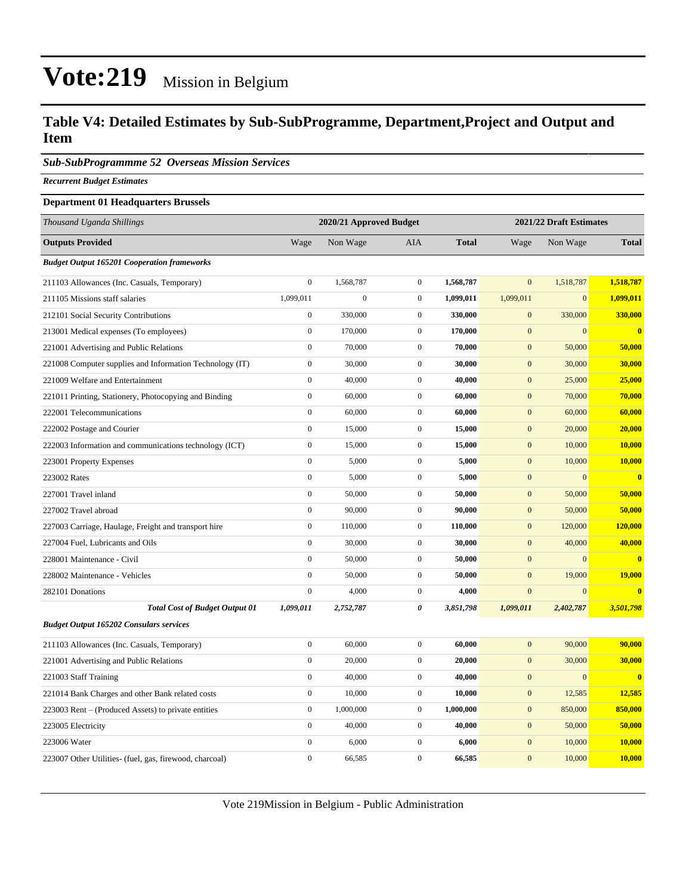# Vote:219 Mission in Belgium

## Table V4: Detailed Estimates by Sub-SubProgramme, Department,Project and Output and Item

***Sub-SubProgrammme 52 Overseas Mission Services***

***Recurrent Budget Estimates***

**Department 01 Headquarters Brussels**

| *Thousand Uganda Shillings* | 2020/21 Approved Budget | | | | 2021/22 Draft Estimates | | |
|---|---|---|---|---|---|---|---|
| **Outputs Provided** | Wage | Non Wage | AIA | **Total** | Wage | Non Wage | **Total** |
| ***Budget Output 165201 Cooperation frameworks*** | | | | | | | |
| 211103 Allowances (Inc. Casuals, Temporary) | 0 | 1,568,787 | 0 | **1,568,787** | 0 | 1,518,787 | **1,518,787** |
| 211105 Missions staff salaries | 1,099,011 | 0 | 0 | **1,099,011** | 1,099,011 | 0 | **1,099,011** |
| 212101 Social Security Contributions | 0 | 330,000 | 0 | **330,000** | 0 | 330,000 | **330,000** |
| 213001 Medical expenses (To employees) | 0 | 170,000 | 0 | **170,000** | 0 | 0 | **0** |
| 221001 Advertising and Public Relations | 0 | 70,000 | 0 | **70,000** | 0 | 50,000 | **50,000** |
| 221008 Computer supplies and Information Technology (IT) | 0 | 30,000 | 0 | **30,000** | 0 | 30,000 | **30,000** |
| 221009 Welfare and Entertainment | 0 | 40,000 | 0 | **40,000** | 0 | 25,000 | **25,000** |
| 221011 Printing, Stationery, Photocopying and Binding | 0 | 60,000 | 0 | **60,000** | 0 | 70,000 | **70,000** |
| 222001 Telecommunications | 0 | 60,000 | 0 | **60,000** | 0 | 60,000 | **60,000** |
| 222002 Postage and Courier | 0 | 15,000 | 0 | **15,000** | 0 | 20,000 | **20,000** |
| 222003 Information and communications technology (ICT) | 0 | 15,000 | 0 | **15,000** | 0 | 10,000 | **10,000** |
| 223001 Property Expenses | 0 | 5,000 | 0 | **5,000** | 0 | 10,000 | **10,000** |
| 223002 Rates | 0 | 5,000 | 0 | **5,000** | 0 | 0 | **0** |
| 227001 Travel inland | 0 | 50,000 | 0 | **50,000** | 0 | 50,000 | **50,000** |
| 227002 Travel abroad | 0 | 90,000 | 0 | **90,000** | 0 | 50,000 | **50,000** |
| 227003 Carriage, Haulage, Freight and transport hire | 0 | 110,000 | 0 | **110,000** | 0 | 120,000 | **120,000** |
| 227004 Fuel, Lubricants and Oils | 0 | 30,000 | 0 | **30,000** | 0 | 40,000 | **40,000** |
| 228001 Maintenance - Civil | 0 | 50,000 | 0 | **50,000** | 0 | 0 | **0** |
| 228002 Maintenance - Vehicles | 0 | 50,000 | 0 | **50,000** | 0 | 19,000 | **19,000** |
| 282101 Donations | 0 | 4,000 | 0 | **4,000** | 0 | 0 | **0** |
| ***Total Cost of Budget Output 01*** | ***1,099,011*** | ***2,752,787*** | ***0*** | ***3,851,798*** | ***1,099,011*** | ***2,402,787*** | ***3,501,798*** |
| ***Budget Output 165202 Consulars services*** | | | | | | | |
| 211103 Allowances (Inc. Casuals, Temporary) | 0 | 60,000 | 0 | **60,000** | 0 | 90,000 | **90,000** |
| 221001 Advertising and Public Relations | 0 | 20,000 | 0 | **20,000** | 0 | 30,000 | **30,000** |
| 221003 Staff Training | 0 | 40,000 | 0 | **40,000** | 0 | 0 | **0** |
| 221014 Bank Charges and other Bank related costs | 0 | 10,000 | 0 | **10,000** | 0 | 12,585 | **12,585** |
| 223003 Rent – (Produced Assets) to private entities | 0 | 1,000,000 | 0 | **1,000,000** | 0 | 850,000 | **850,000** |
| 223005 Electricity | 0 | 40,000 | 0 | **40,000** | 0 | 50,000 | **50,000** |
| 223006 Water | 0 | 6,000 | 0 | **6,000** | 0 | 10,000 | **10,000** |
| 223007 Other Utilities- (fuel, gas, firewood, charcoal) | 0 | 66,585 | 0 | **66,585** | 0 | 10,000 | **10,000** |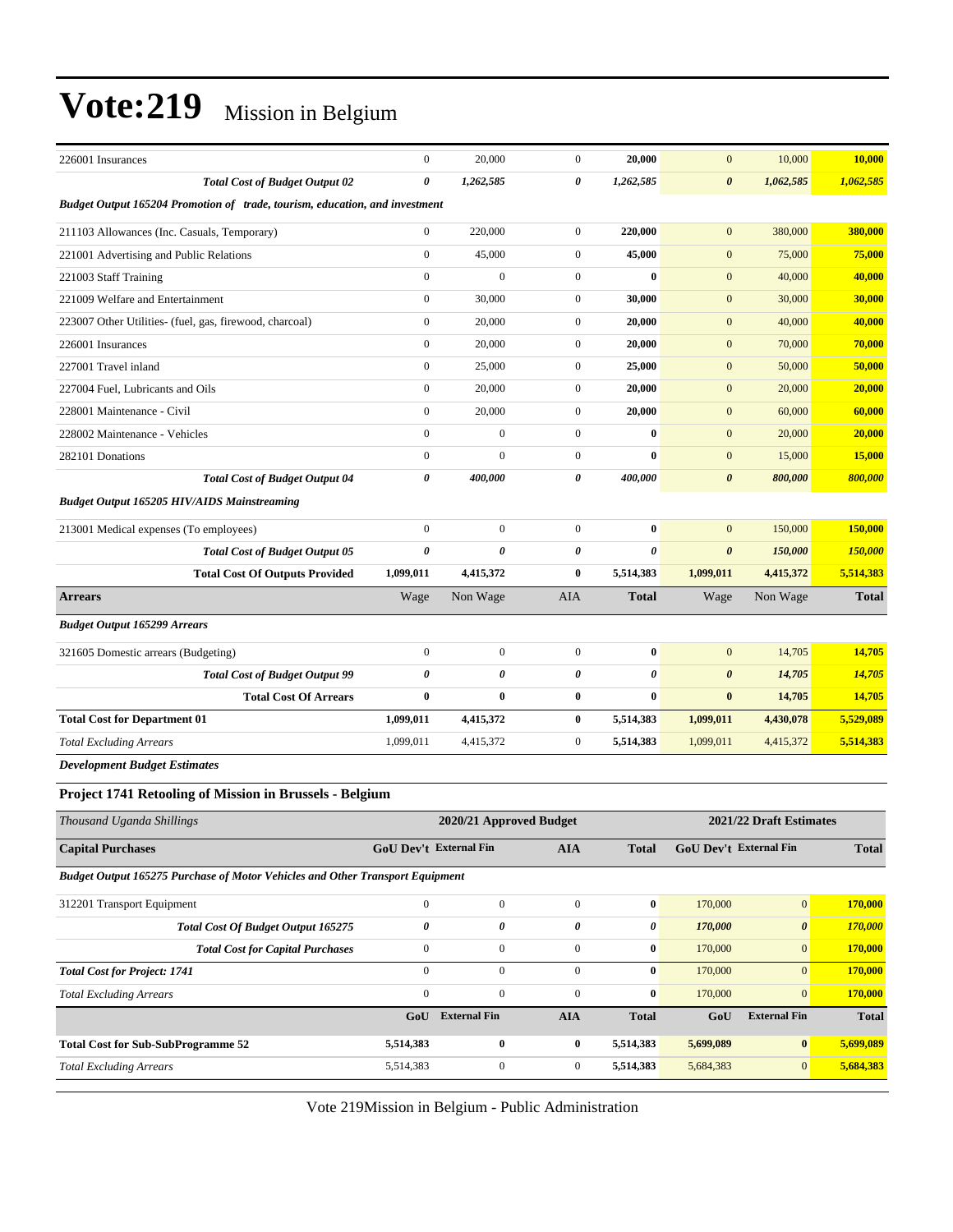# Vote:219 Mission in Belgium

| | | | | | | | |
|---|---|---|---|---|---|---|---|
| 226001 Insurances | 0 | 20,000 | 0 | **20,000** | 0 | 10,000 | **10,000** |
| ***Total Cost of Budget Output 02*** | ***0*** | ***1,262,585*** | ***0*** | ***1,262,585*** | ***0*** | ***1,062,585*** | ***1,062,585*** |
| ***Budget Output 165204 Promotion of trade, tourism, education, and investment*** | | | | | | | |
| 211103 Allowances (Inc. Casuals, Temporary) | 0 | 220,000 | 0 | **220,000** | 0 | 380,000 | **380,000** |
| 221001 Advertising and Public Relations | 0 | 45,000 | 0 | **45,000** | 0 | 75,000 | **75,000** |
| 221003 Staff Training | 0 | 0 | 0 | **0** | 0 | 40,000 | **40,000** |
| 221009 Welfare and Entertainment | 0 | 30,000 | 0 | **30,000** | 0 | 30,000 | **30,000** |
| 223007 Other Utilities- (fuel, gas, firewood, charcoal) | 0 | 20,000 | 0 | **20,000** | 0 | 40,000 | **40,000** |
| 226001 Insurances | 0 | 20,000 | 0 | **20,000** | 0 | 70,000 | **70,000** |
| 227001 Travel inland | 0 | 25,000 | 0 | **25,000** | 0 | 50,000 | **50,000** |
| 227004 Fuel, Lubricants and Oils | 0 | 20,000 | 0 | **20,000** | 0 | 20,000 | **20,000** |
| 228001 Maintenance - Civil | 0 | 20,000 | 0 | **20,000** | 0 | 60,000 | **60,000** |
| 228002 Maintenance - Vehicles | 0 | 0 | 0 | **0** | 0 | 20,000 | **20,000** |
| 282101 Donations | 0 | 0 | 0 | **0** | 0 | 15,000 | **15,000** |
| ***Total Cost of Budget Output 04*** | ***0*** | ***400,000*** | ***0*** | ***400,000*** | ***0*** | ***800,000*** | ***800,000*** |
| ***Budget Output 165205 HIV/AIDS Mainstreaming*** | | | | | | | |
| 213001 Medical expenses (To employees) | 0 | 0 | 0 | **0** | 0 | 150,000 | **150,000** |
| ***Total Cost of Budget Output 05*** | ***0*** | ***0*** | ***0*** | ***0*** | ***0*** | ***150,000*** | ***150,000*** |
| **Total Cost Of Outputs Provided** | **1,099,011** | **4,415,372** | **0** | **5,514,383** | **1,099,011** | **4,415,372** | **5,514,383** |
| **Arrears** | Wage | Non Wage | AIA | **Total** | Wage | Non Wage | **Total** |
| ***Budget Output 165299 Arrears*** | | | | | | | |
| 321605 Domestic arrears (Budgeting) | 0 | 0 | 0 | **0** | 0 | 14,705 | **14,705** |
| ***Total Cost of Budget Output 99*** | ***0*** | ***0*** | ***0*** | ***0*** | ***0*** | ***14,705*** | ***14,705*** |
| **Total Cost Of Arrears** | **0** | **0** | **0** | **0** | **0** | **14,705** | **14,705** |
| **Total Cost for Department 01** | **1,099,011** | **4,415,372** | **0** | **5,514,383** | **1,099,011** | **4,430,078** | **5,529,089** |
| *Total Excluding Arrears* | 1,099,011 | 4,415,372 | 0 | **5,514,383** | 1,099,011 | 4,415,372 | **5,514,383** |

***Development Budget Estimates***

**Project 1741 Retooling of Mission in Brussels - Belgium**

| *Thousand Uganda Shillings* | 2020/21 Approved Budget | | | | 2021/22 Draft Estimates | | |
|---|---|---|---|---|---|---|---|
| **Capital Purchases** | **GoU Dev't** | **External Fin** | **AIA** | **Total** | **GoU Dev't** | **External Fin** | **Total** |
| ***Budget Output 165275 Purchase of Motor Vehicles and Other Transport Equipment*** | | | | | | | |
| 312201 Transport Equipment | 0 | 0 | 0 | **0** | 170,000 | 0 | **170,000** |
| ***Total Cost Of Budget Output 165275*** | ***0*** | ***0*** | ***0*** | ***0*** | ***170,000*** | ***0*** | ***170,000*** |
| ***Total Cost for Capital Purchases*** | 0 | 0 | 0 | **0** | 170,000 | 0 | **170,000** |
| ***Total Cost for Project: 1741*** | 0 | 0 | 0 | **0** | 170,000 | 0 | **170,000** |
| *Total Excluding Arrears* | 0 | 0 | 0 | **0** | 170,000 | 0 | **170,000** |
| | **GoU** | **External Fin** | **AIA** | **Total** | **GoU** | **External Fin** | **Total** |
| **Total Cost for Sub-SubProgramme 52** | **5,514,383** | **0** | **0** | **5,514,383** | **5,699,089** | **0** | **5,699,089** |
| *Total Excluding Arrears* | 5,514,383 | 0 | 0 | **5,514,383** | 5,684,383 | 0 | **5,684,383** |

Vote 219Mission in Belgium - Public Administration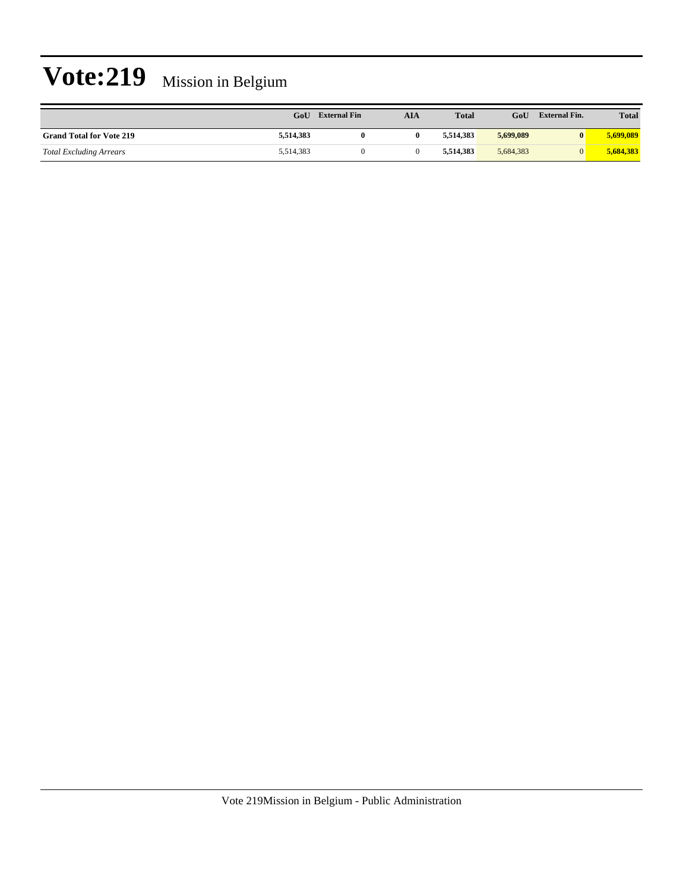# Vote:219 Mission in Belgium

| | GoU | External Fin | AIA | Total | GoU | External Fin. | Total |
|---|---|---|---|---|---|---|---|
| **Grand Total for Vote 219** | **5,514,383** | **0** | **0** | **5,514,383** | **5,699,089** | **0** | **5,699,089** |
| *Total Excluding Arrears* | 5,514,383 | 0 | 0 | **5,514,383** | 5,684,383 | 0 | **5,684,383** |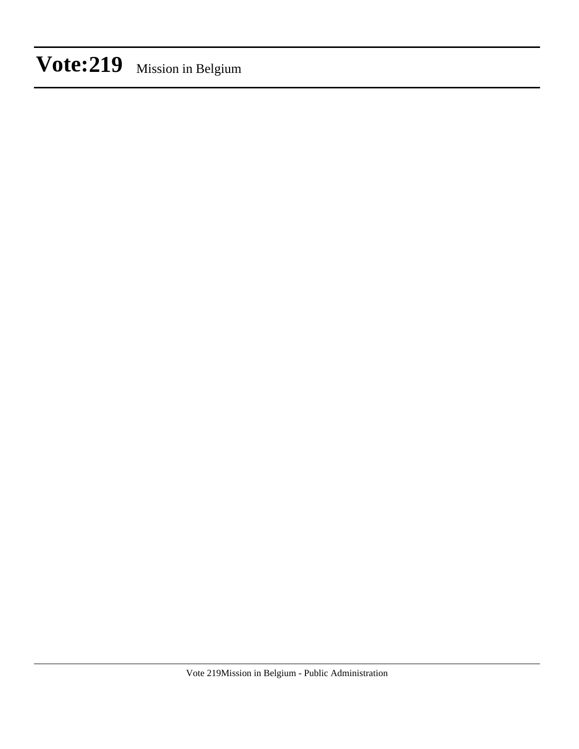# Vote:219 Mission in Belgium